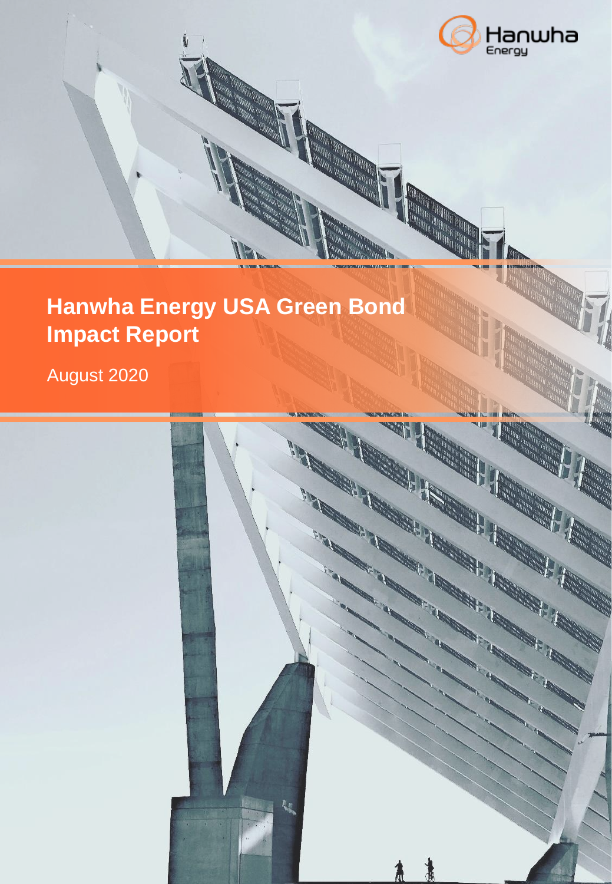Hanwha Energy

# Hanwha Energy USA Green Bond Impact Report

August 2020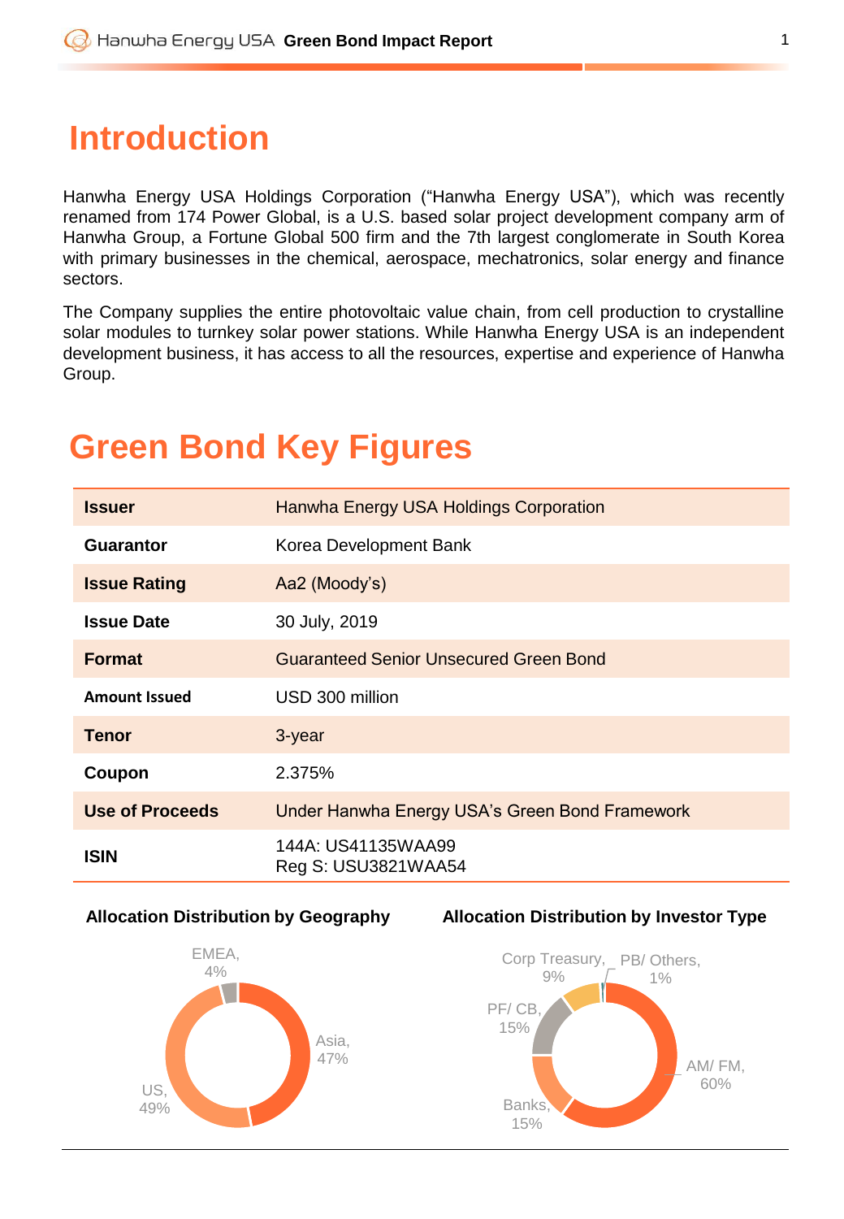# Introduction

Hanwha Energy USA Holdings Corporation ("Hanwha Energy USA"), which was recently renamed from 174 Power Global, is a U.S. based solar project development company arm of Hanwha Group, a Fortune Global 500 firm and the 7th largest conglomerate in South Korea with primary businesses in the chemical, aerospace, mechatronics, solar energy and finance sectors.

The Company supplies the entire photovoltaic value chain, from cell production to crystalline solar modules to turnkey solar power stations. While Hanwha Energy USA is an independent development business, it has access to all the resources, expertise and experience of Hanwha Group.

# Green Bond Key Figures

| | |
|---|---|
| **Issuer** | Hanwha Energy USA Holdings Corporation |
| **Guarantor** | Korea Development Bank |
| **Issue Rating** | Aa2 (Moody's) |
| **Issue Date** | 30 July, 2019 |
| **Format** | Guaranteed Senior Unsecured Green Bond |
| **Amount Issued** | USD 300 million |
| **Tenor** | 3-year |
| **Coupon** | 2.375% |
| **Use of Proceeds** | Under Hanwha Energy USA's Green Bond Framework |
| **ISIN** | 144A: US41135WAA99<br>Reg S: USU3821WAA54 |

**Allocation Distribution by Geography**

- Asia, 47%
- US, 49%
- EMEA, 4%

**Allocation Distribution by Investor Type**

- AM/ FM, 60%
- Banks, 15%
- PF/ CB, 15%
- Corp Treasury, 9%
- PB/ Others, 1%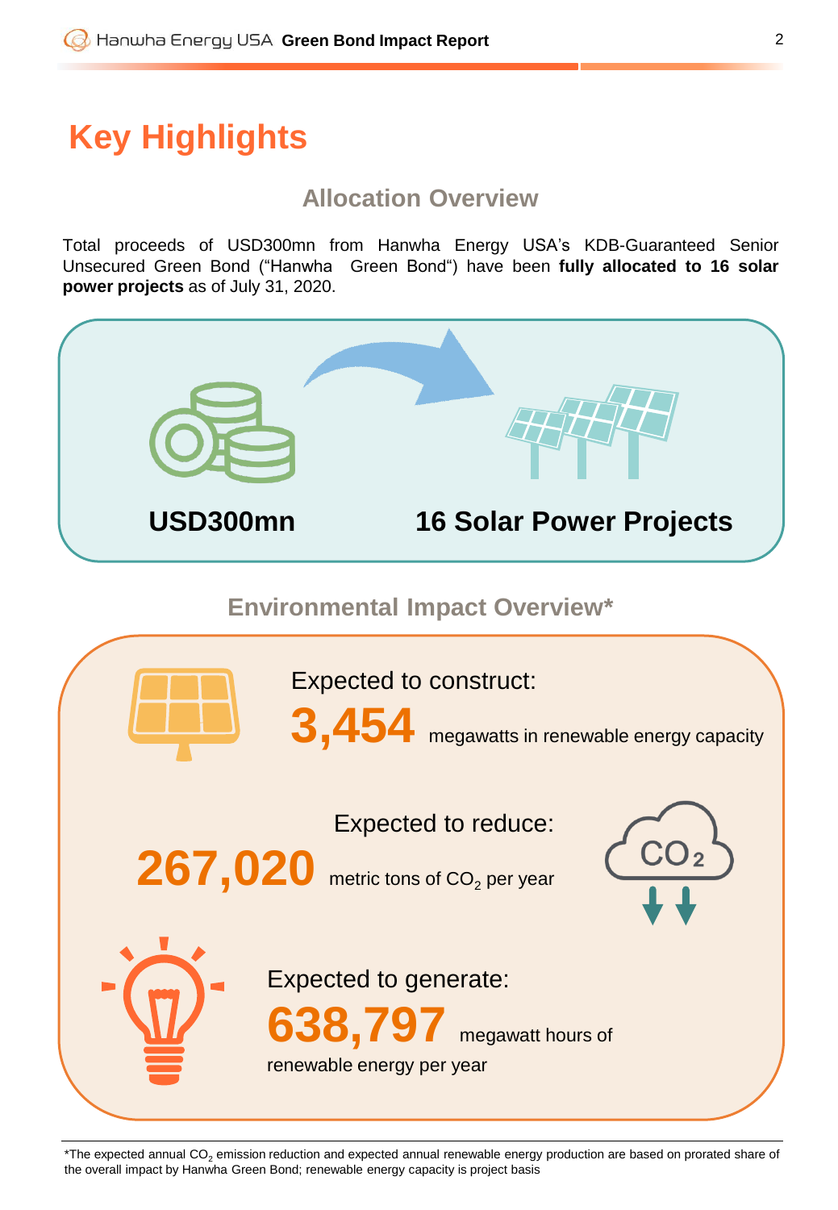# Key Highlights

## Allocation Overview

Total proceeds of USD300mn from Hanwha Energy USA's KDB-Guaranteed Senior Unsecured Green Bond ("Hanwha Green Bond") have been **fully allocated to 16 solar power projects** as of July 31, 2020.

**USD300mn**

**16 Solar Power Projects**

## Environmental Impact Overview*

Expected to construct:

**3,454** megawatts in renewable energy capacity

Expected to reduce:

**267,020** metric tons of $CO_2$ per year

Expected to generate:

**638,797** megawatt hours of renewable energy per year

*The expected annual $CO_2$ emission reduction and expected annual renewable energy production are based on prorated share of the overall impact by Hanwha Green Bond; renewable energy capacity is project basis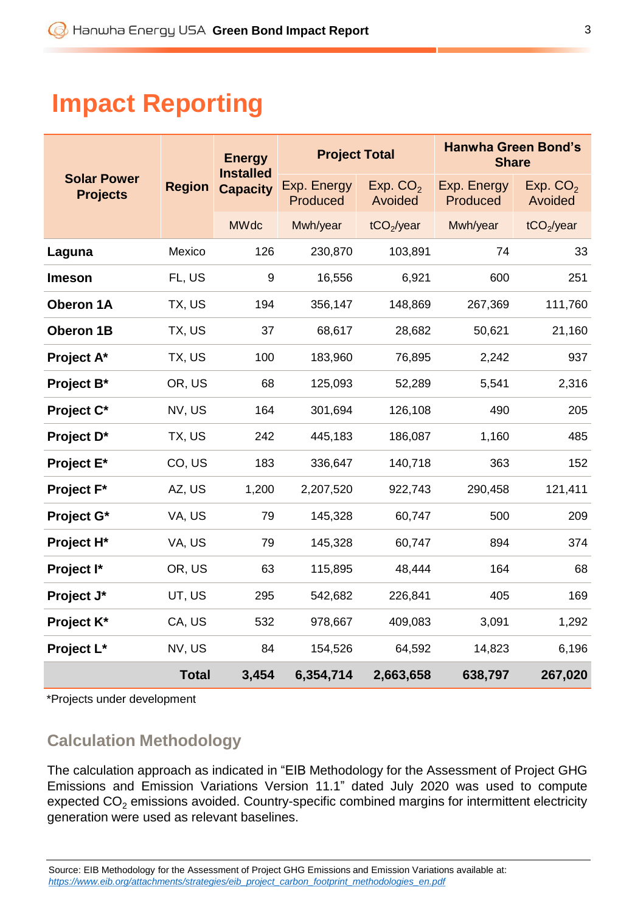# Impact Reporting

| Solar Power Projects | Region | Energy Installed Capacity | Project Total | | Hanwha Green Bond's Share | |
|---|---|---|---|---|---|---|
| | | | Exp. Energy Produced | Exp. $CO_2$ Avoided | Exp. Energy Produced | Exp. $CO_2$ Avoided |
| | | MWdc | Mwh/year | $tCO_2$/year | Mwh/year | $tCO_2$/year |
| **Laguna** | Mexico | 126 | 230,870 | 103,891 | 74 | 33 |
| **Imeson** | FL, US | 9 | 16,556 | 6,921 | 600 | 251 |
| **Oberon 1A** | TX, US | 194 | 356,147 | 148,869 | 267,369 | 111,760 |
| **Oberon 1B** | TX, US | 37 | 68,617 | 28,682 | 50,621 | 21,160 |
| **Project A*** | TX, US | 100 | 183,960 | 76,895 | 2,242 | 937 |
| **Project B*** | OR, US | 68 | 125,093 | 52,289 | 5,541 | 2,316 |
| **Project C*** | NV, US | 164 | 301,694 | 126,108 | 490 | 205 |
| **Project D*** | TX, US | 242 | 445,183 | 186,087 | 1,160 | 485 |
| **Project E*** | CO, US | 183 | 336,647 | 140,718 | 363 | 152 |
| **Project F*** | AZ, US | 1,200 | 2,207,520 | 922,743 | 290,458 | 121,411 |
| **Project G*** | VA, US | 79 | 145,328 | 60,747 | 500 | 209 |
| **Project H*** | VA, US | 79 | 145,328 | 60,747 | 894 | 374 |
| **Project I*** | OR, US | 63 | 115,895 | 48,444 | 164 | 68 |
| **Project J*** | UT, US | 295 | 542,682 | 226,841 | 405 | 169 |
| **Project K*** | CA, US | 532 | 978,667 | 409,083 | 3,091 | 1,292 |
| **Project L*** | NV, US | 84 | 154,526 | 64,592 | 14,823 | 6,196 |
| | **Total** | **3,454** | **6,354,714** | **2,663,658** | **638,797** | **267,020** |

*Projects under development

## Calculation Methodology

The calculation approach as indicated in "EIB Methodology for the Assessment of Project GHG Emissions and Emission Variations Version 11.1" dated July 2020 was used to compute expected $CO_2$ emissions avoided. Country-specific combined margins for intermittent electricity generation were used as relevant baselines.

Source: EIB Methodology for the Assessment of Project GHG Emissions and Emission Variations available at: *https://www.eib.org/attachments/strategies/eib_project_carbon_footprint_methodologies_en.pdf*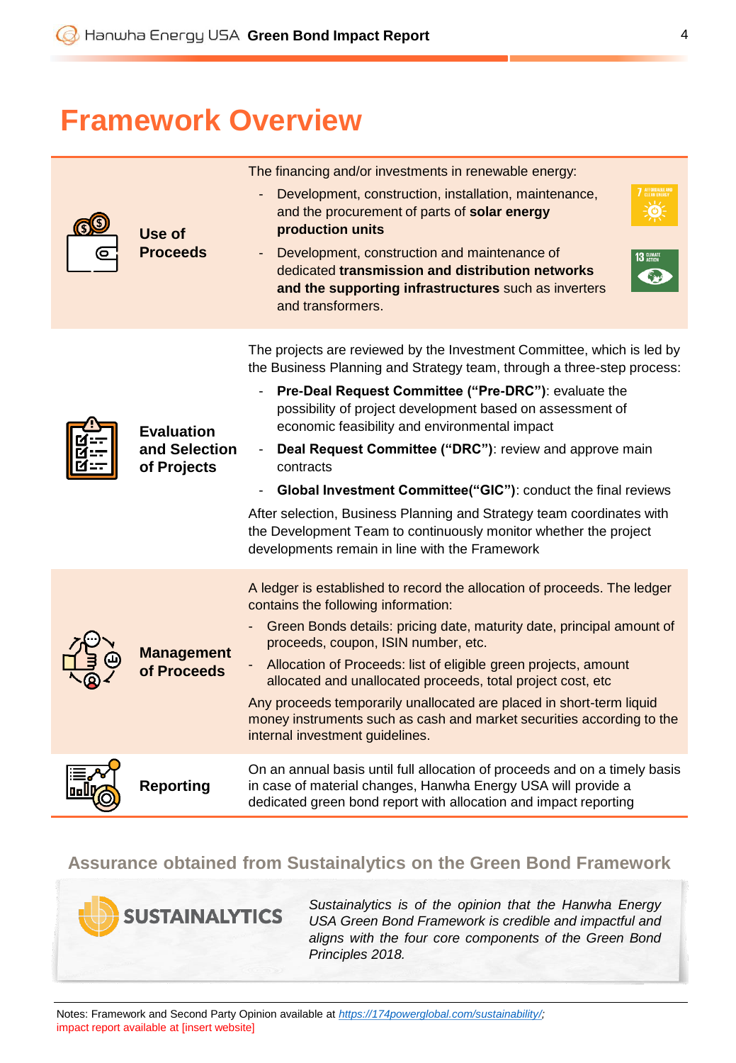# Framework Overview

| | |
|---|---|
| **Use of Proceeds** | The financing and/or investments in renewable energy:<br>- Development, construction, installation, maintenance, and the procurement of parts of **solar energy production units**<br>- Development, construction and maintenance of dedicated **transmission and distribution networks and the supporting infrastructures** such as inverters and transformers. |
| **Evaluation and Selection of Projects** | The projects are reviewed by the Investment Committee, which is led by the Business Planning and Strategy team, through a three-step process:<br>- **Pre-Deal Request Committee ("Pre-DRC")**: evaluate the possibility of project development based on assessment of economic feasibility and environmental impact<br>- **Deal Request Committee ("DRC")**: review and approve main contracts<br>- **Global Investment Committee("GIC")**: conduct the final reviews<br>After selection, Business Planning and Strategy team coordinates with the Development Team to continuously monitor whether the project developments remain in line with the Framework |
| **Management of Proceeds** | A ledger is established to record the allocation of proceeds. The ledger contains the following information:<br>- Green Bonds details: pricing date, maturity date, principal amount of proceeds, coupon, ISIN number, etc.<br>- Allocation of Proceeds: list of eligible green projects, amount allocated and unallocated proceeds, total project cost, etc<br>Any proceeds temporarily unallocated are placed in short-term liquid money instruments such as cash and market securities according to the internal investment guidelines. |
| **Reporting** | On an annual basis until full allocation of proceeds and on a timely basis in case of material changes, Hanwha Energy USA will provide a dedicated green bond report with allocation and impact reporting |

## Assurance obtained from Sustainalytics on the Green Bond Framework

SUSTAINALYTICS

*Sustainalytics is of the opinion that the Hanwha Energy USA Green Bond Framework is credible and impactful and aligns with the four core components of the Green Bond Principles 2018.*

Notes: Framework and Second Party Opinion available at https://174powerglobal.com/sustainability/; impact report available at [insert website]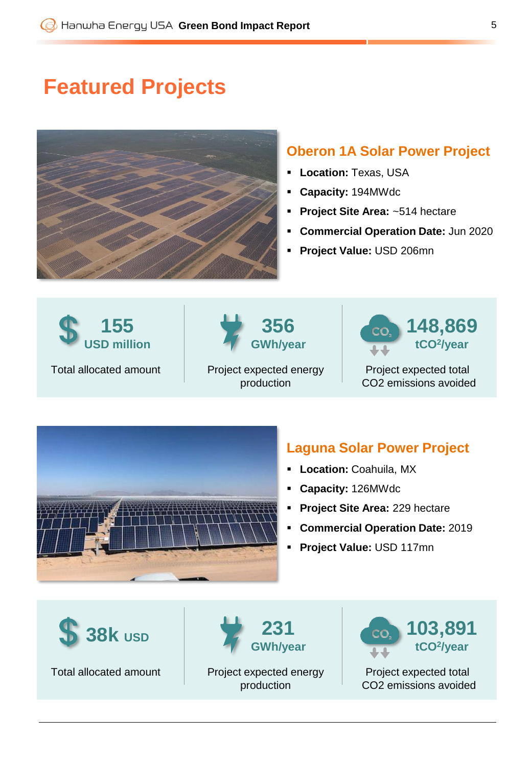# Featured Projects

## Oberon 1A Solar Power Project

- **Location:** Texas, USA
- **Capacity:** 194MWdc
- **Project Site Area:** ~514 hectare
- **Commercial Operation Date:** Jun 2020
- **Project Value:** USD 206mn

**155** USD million

Total allocated amount

**356** GWh/year

Project expected energy production

**148,869** $tCO^2$/year

Project expected total CO2 emissions avoided

## Laguna Solar Power Project

- **Location:** Coahuila, MX
- **Capacity:** 126MWdc
- **Project Site Area:** 229 hectare
- **Commercial Operation Date:** 2019
- **Project Value:** USD 117mn

**38k** USD

Total allocated amount

**231** GWh/year

Project expected energy production

**103,891** $tCO^2$/year

Project expected total CO2 emissions avoided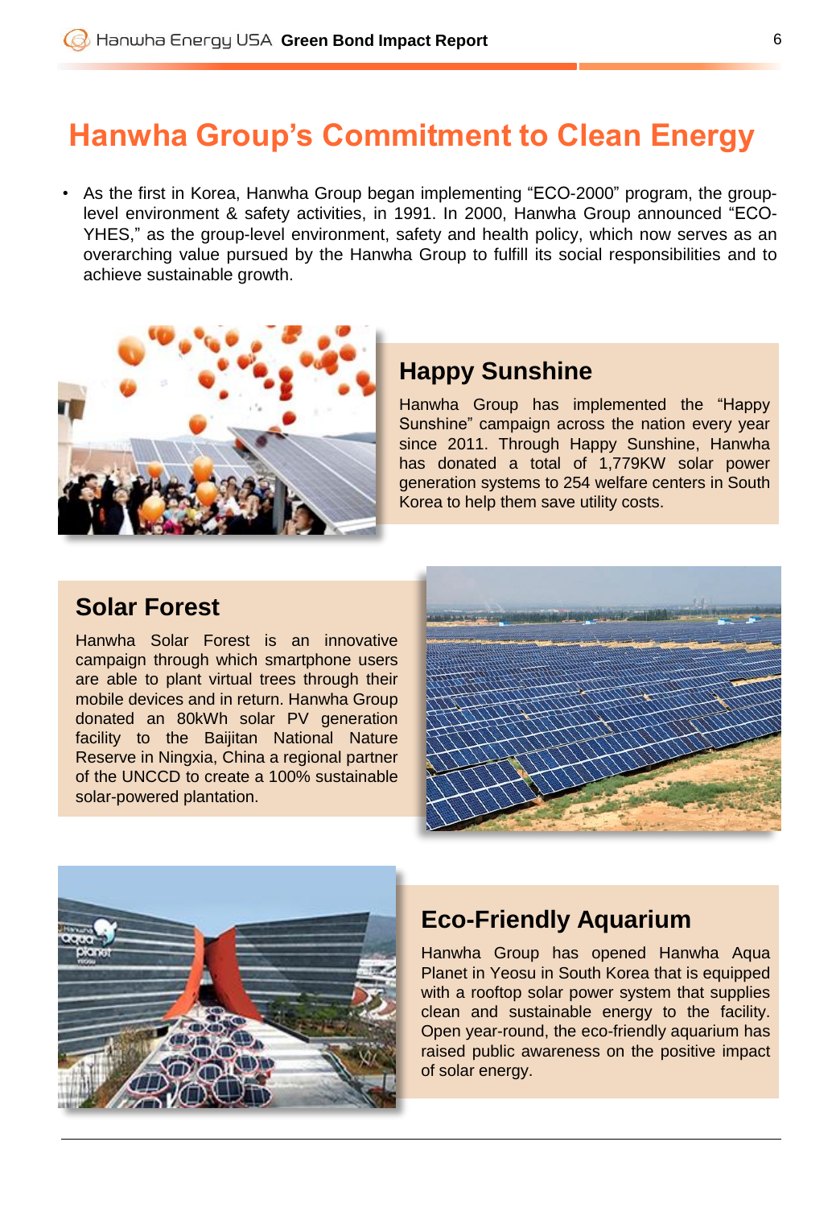# Hanwha Group's Commitment to Clean Energy

- As the first in Korea, Hanwha Group began implementing "ECO-2000" program, the group-level environment & safety activities, in 1991. In 2000, Hanwha Group announced "ECO-YHES," as the group-level environment, safety and health policy, which now serves as an overarching value pursued by the Hanwha Group to fulfill its social responsibilities and to achieve sustainable growth.

## Happy Sunshine

Hanwha Group has implemented the "Happy Sunshine" campaign across the nation every year since 2011. Through Happy Sunshine, Hanwha has donated a total of 1,779KW solar power generation systems to 254 welfare centers in South Korea to help them save utility costs.

## Solar Forest

Hanwha Solar Forest is an innovative campaign through which smartphone users are able to plant virtual trees through their mobile devices and in return. Hanwha Group donated an 80kWh solar PV generation facility to the Baijitan National Nature Reserve in Ningxia, China a regional partner of the UNCCD to create a 100% sustainable solar-powered plantation.

## Eco-Friendly Aquarium

Hanwha Group has opened Hanwha Aqua Planet in Yeosu in South Korea that is equipped with a rooftop solar power system that supplies clean and sustainable energy to the facility. Open year-round, the eco-friendly aquarium has raised public awareness on the positive impact of solar energy.